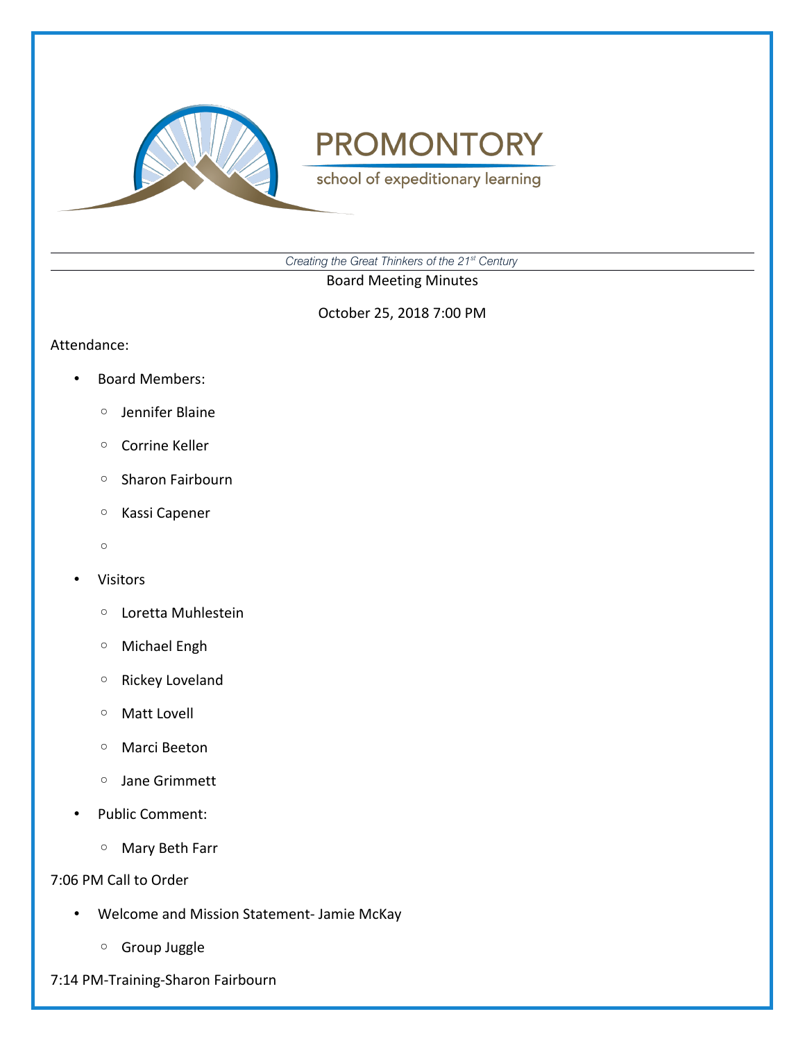# PROMONTORY

school of expeditionary learning

*Creating the Great Thinkers of the 21st Century*

Board Meeting Minutes

October 25, 2018 7:00 PM

Attendance:

- Board Members:
  - Jennifer Blaine
  - Corrine Keller
  - Sharon Fairbourn
  - Kassi Capener
  - 
- Visitors
  - Loretta Muhlestein
  - Michael Engh
  - Rickey Loveland
  - Matt Lovell
  - Marci Beeton
  - Jane Grimmett
- Public Comment:
  - Mary Beth Farr

7:06 PM Call to Order

- Welcome and Mission Statement- Jamie McKay
  - Group Juggle

7:14 PM-Training-Sharon Fairbourn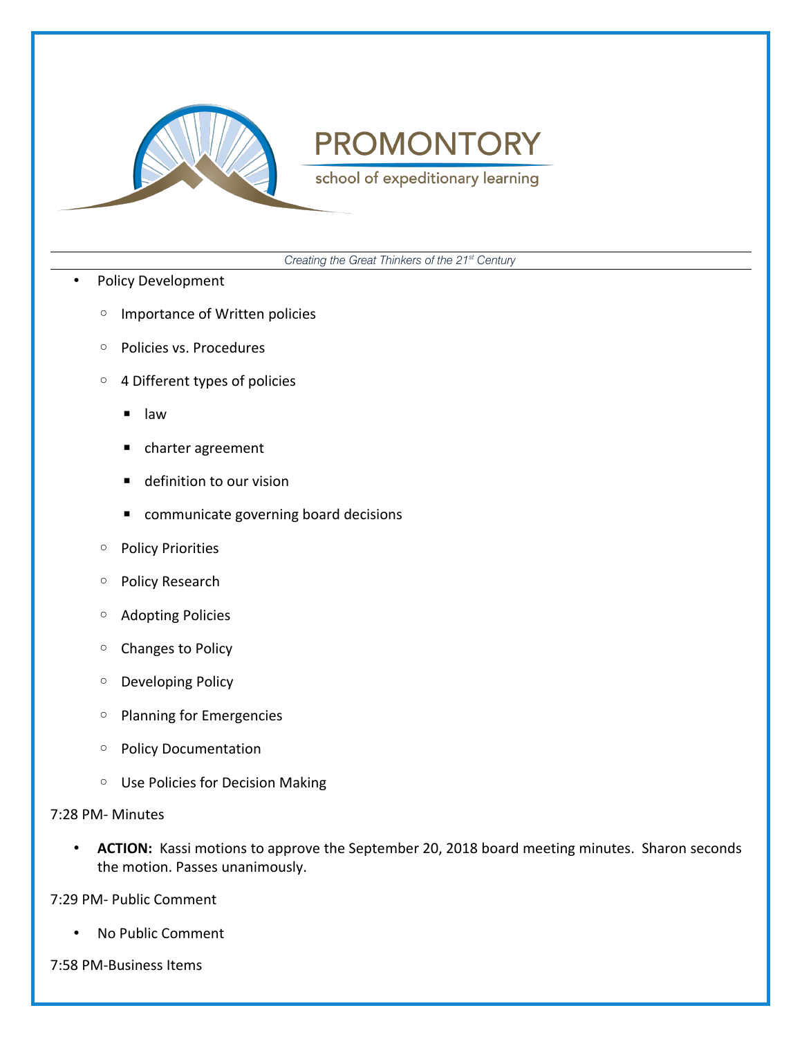- Policy Development
  - Importance of Written policies
  - Policies vs. Procedures
  - 4 Different types of policies
    - law
    - charter agreement
    - definition to our vision
    - communicate governing board decisions
  - Policy Priorities
  - Policy Research
  - Adopting Policies
  - Changes to Policy
  - Developing Policy
  - Planning for Emergencies
  - Policy Documentation
  - Use Policies for Decision Making

7:28 PM- Minutes

- **ACTION:** Kassi motions to approve the September 20, 2018 board meeting minutes. Sharon seconds the motion. Passes unanimously.

7:29 PM- Public Comment

- No Public Comment

7:58 PM-Business Items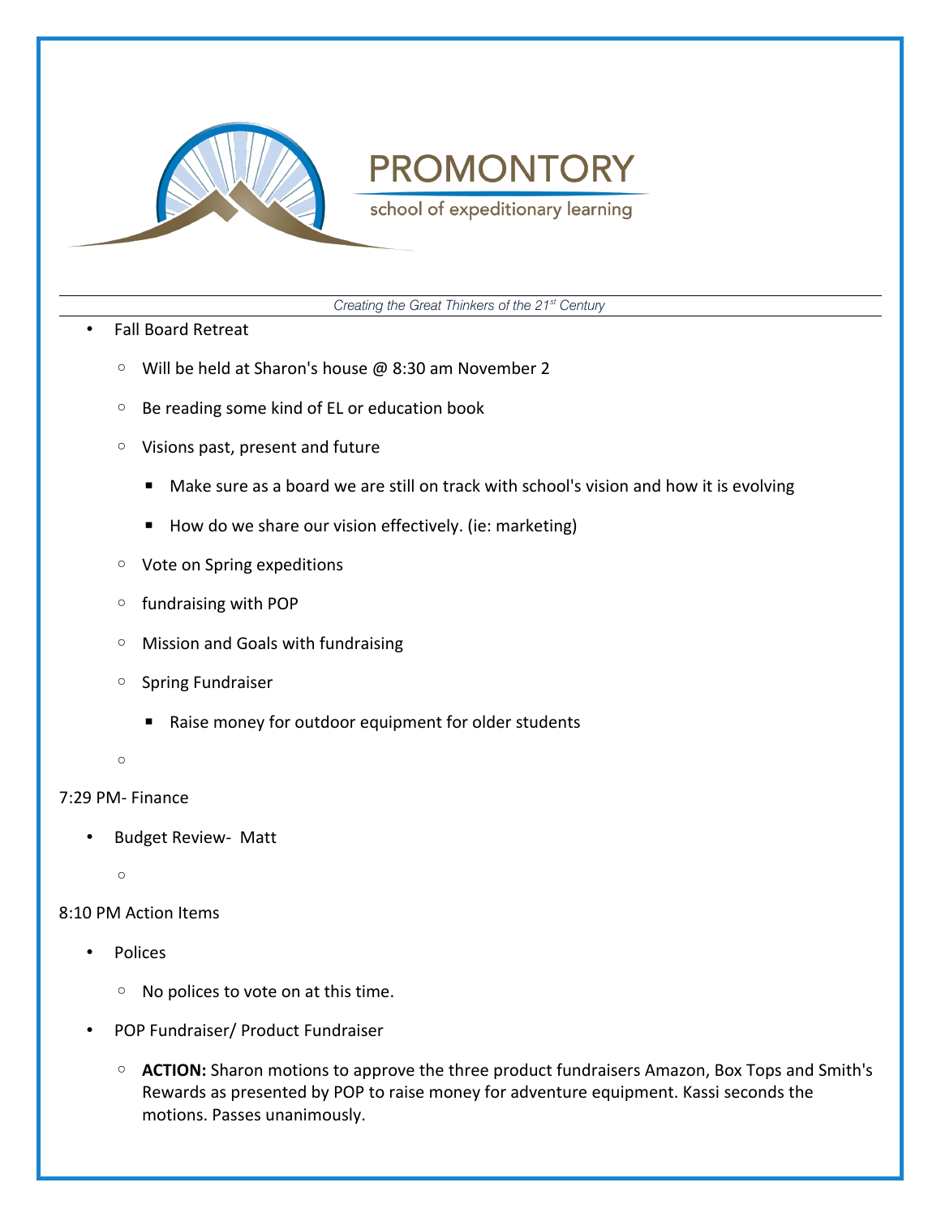- Fall Board Retreat
  - Will be held at Sharon's house @ 8:30 am November 2
  - Be reading some kind of EL or education book
  - Visions past, present and future
    - Make sure as a board we are still on track with school's vision and how it is evolving
    - How do we share our vision effectively. (ie: marketing)
  - Vote on Spring expeditions
  - fundraising with POP
  - Mission and Goals with fundraising
  - Spring Fundraiser
    - Raise money for outdoor equipment for older students
  - 

7:29 PM- Finance

- Budget Review- Matt
  - 

8:10 PM Action Items

- Polices
  - No polices to vote on at this time.
- POP Fundraiser/ Product Fundraiser
  - **ACTION:** Sharon motions to approve the three product fundraisers Amazon, Box Tops and Smith's Rewards as presented by POP to raise money for adventure equipment. Kassi seconds the motions. Passes unanimously.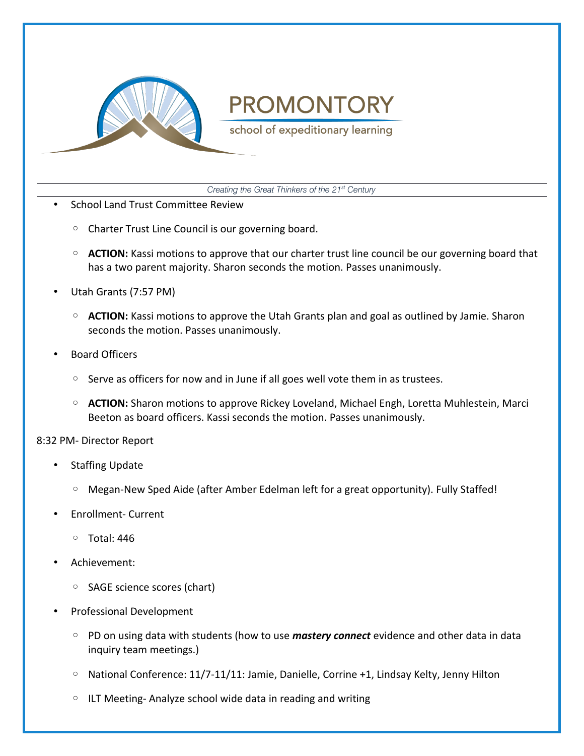- School Land Trust Committee Review
  - Charter Trust Line Council is our governing board.
  - **ACTION:** Kassi motions to approve that our charter trust line council be our governing board that has a two parent majority. Sharon seconds the motion. Passes unanimously.
- Utah Grants (7:57 PM)
  - **ACTION:** Kassi motions to approve the Utah Grants plan and goal as outlined by Jamie. Sharon seconds the motion. Passes unanimously.
- Board Officers
  - Serve as officers for now and in June if all goes well vote them in as trustees.
  - **ACTION:** Sharon motions to approve Rickey Loveland, Michael Engh, Loretta Muhlestein, Marci Beeton as board officers. Kassi seconds the motion. Passes unanimously.

8:32 PM- Director Report

- Staffing Update
  - Megan-New Sped Aide (after Amber Edelman left for a great opportunity). Fully Staffed!
- Enrollment- Current
  - Total: 446
- Achievement:
  - SAGE science scores (chart)
- Professional Development
  - PD on using data with students (how to use ***mastery connect*** evidence and other data in data inquiry team meetings.)
  - National Conference: 11/7-11/11: Jamie, Danielle, Corrine +1, Lindsay Kelty, Jenny Hilton
  - ILT Meeting- Analyze school wide data in reading and writing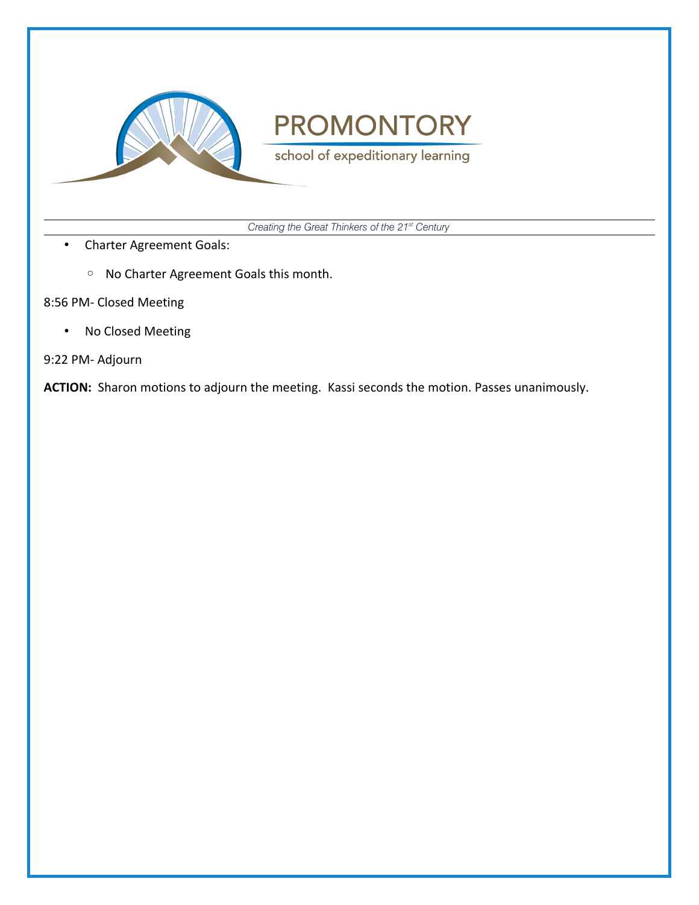- Charter Agreement Goals:
    - No Charter Agreement Goals this month.

8:56 PM- Closed Meeting

- No Closed Meeting

9:22 PM- Adjourn

**ACTION:** Sharon motions to adjourn the meeting. Kassi seconds the motion. Passes unanimously.